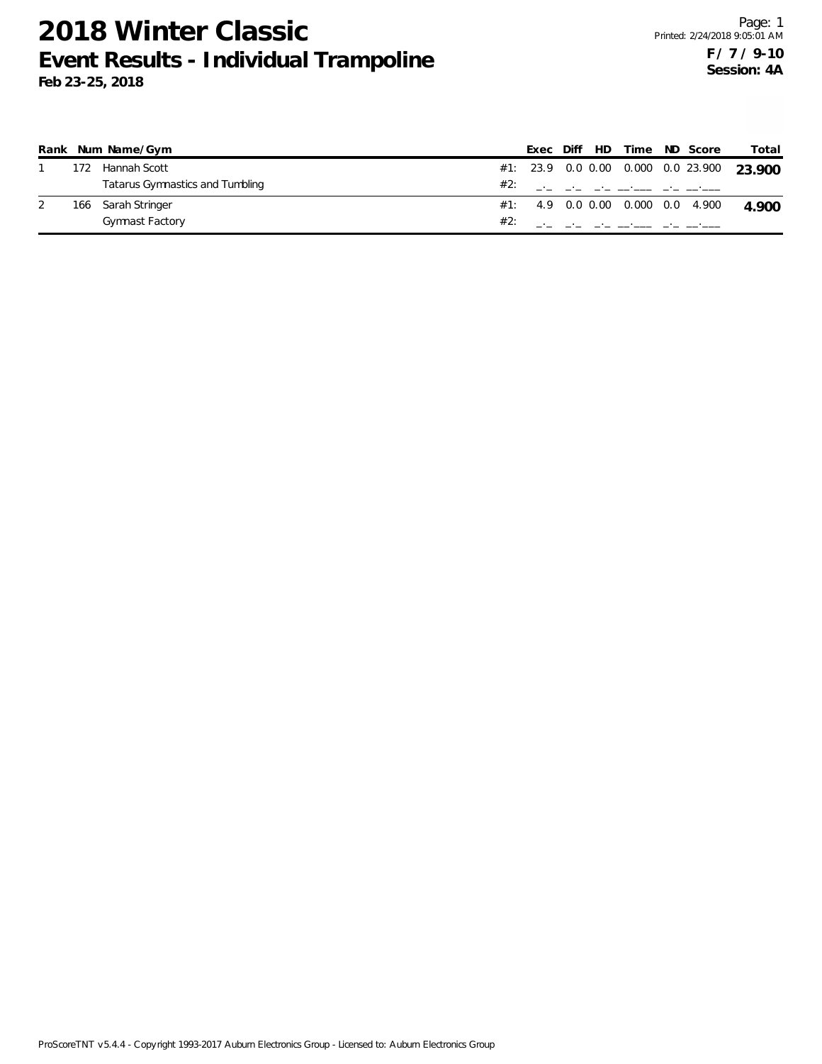# 2018 Winter Classic

## Event Results - Individual Trampoline

**Feb 23-25, 2018**

**F / 7 / 9-10**
**Session: 4A**

| Rank | Num | Name/Gym | | Exec | Diff | HD | Time | ND | Score | Total |
|---|---|---|---|---|---|---|---|---|---|---|
| 1 | 172 | Hannah Scott | #1: | 23.9 | 0.0 | 0.00 | 0.000 | 0.0 | 23.900 | **23.900** |
| | | Tatarus Gymnastics and Tumbling | #2: | _._ | _._ | _._ | __.___ | _._ | __.___ | |
| 2 | 166 | Sarah Stringer | #1: | 4.9 | 0.0 | 0.00 | 0.000 | 0.0 | 4.900 | **4.900** |
| | | Gymnast Factory | #2: | _._ | _._ | _._ | __.___ | _._ | __.___ | |

ProScoreTNT v5.4.4 - Copyright 1993-2017 Auburn Electronics Group - Licensed to: Auburn Electronics Group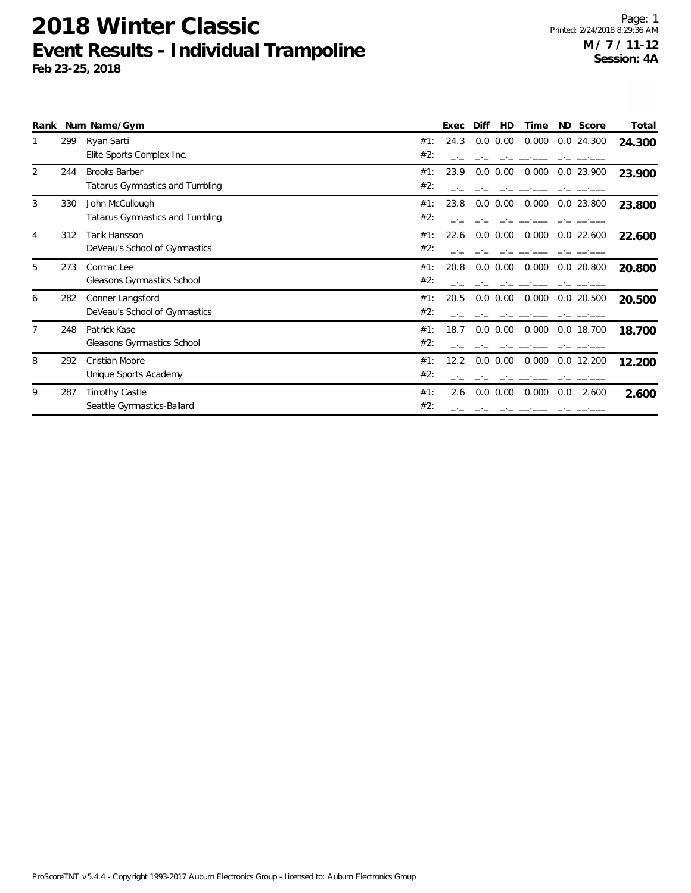# 2018 Winter Classic

## Event Results - Individual Trampoline

**Feb 23-25, 2018**

**M / 7 / 11-12**
**Session: 4A**

| Rank | Num | Name/Gym | | Exec | Diff | HD | Time | ND | Score | Total |
|---|---|---|---|---|---|---|---|---|---|---|
| 1 | 299 | Ryan Sarti | #1: | 24.3 | 0.0 | 0.00 | 0.000 | 0.0 | 24.300 | **24.300** |
| | | Elite Sports Complex Inc. | #2: | _._ | _._ | _._ | __.___ | _._ | __.___ | |
| 2 | 244 | Brooks Barber | #1: | 23.9 | 0.0 | 0.00 | 0.000 | 0.0 | 23.900 | **23.900** |
| | | Tatarus Gymnastics and Tumbling | #2: | _._ | _._ | _._ | __.___ | _._ | __.___ | |
| 3 | 330 | John McCullough | #1: | 23.8 | 0.0 | 0.00 | 0.000 | 0.0 | 23.800 | **23.800** |
| | | Tatarus Gymnastics and Tumbling | #2: | _._ | _._ | _._ | __.___ | _._ | __.___ | |
| 4 | 312 | Tarik Hansson | #1: | 22.6 | 0.0 | 0.00 | 0.000 | 0.0 | 22.600 | **22.600** |
| | | DeVeau's School of Gymnastics | #2: | _._ | _._ | _._ | __.___ | _._ | __.___ | |
| 5 | 273 | Cormac Lee | #1: | 20.8 | 0.0 | 0.00 | 0.000 | 0.0 | 20.800 | **20.800** |
| | | Gleasons Gymnastics School | #2: | _._ | _._ | _._ | __.___ | _._ | __.___ | |
| 6 | 282 | Conner Langsford | #1: | 20.5 | 0.0 | 0.00 | 0.000 | 0.0 | 20.500 | **20.500** |
| | | DeVeau's School of Gymnastics | #2: | _._ | _._ | _._ | __.___ | _._ | __.___ | |
| 7 | 248 | Patrick Kase | #1: | 18.7 | 0.0 | 0.00 | 0.000 | 0.0 | 18.700 | **18.700** |
| | | Gleasons Gymnastics School | #2: | _._ | _._ | _._ | __.___ | _._ | __.___ | |
| 8 | 292 | Cristian Moore | #1: | 12.2 | 0.0 | 0.00 | 0.000 | 0.0 | 12.200 | **12.200** |
| | | Unique Sports Academy | #2: | _._ | _._ | _._ | __.___ | _._ | __.___ | |
| 9 | 287 | Timothy Castle | #1: | 2.6 | 0.0 | 0.00 | 0.000 | 0.0 | 2.600 | **2.600** |
| | | Seattle Gymnastics-Ballard | #2: | _._ | _._ | _._ | __.___ | _._ | __.___ | |

ProScoreTNT v5.4.4 - Copyright 1993-2017 Auburn Electronics Group - Licensed to: Auburn Electronics Group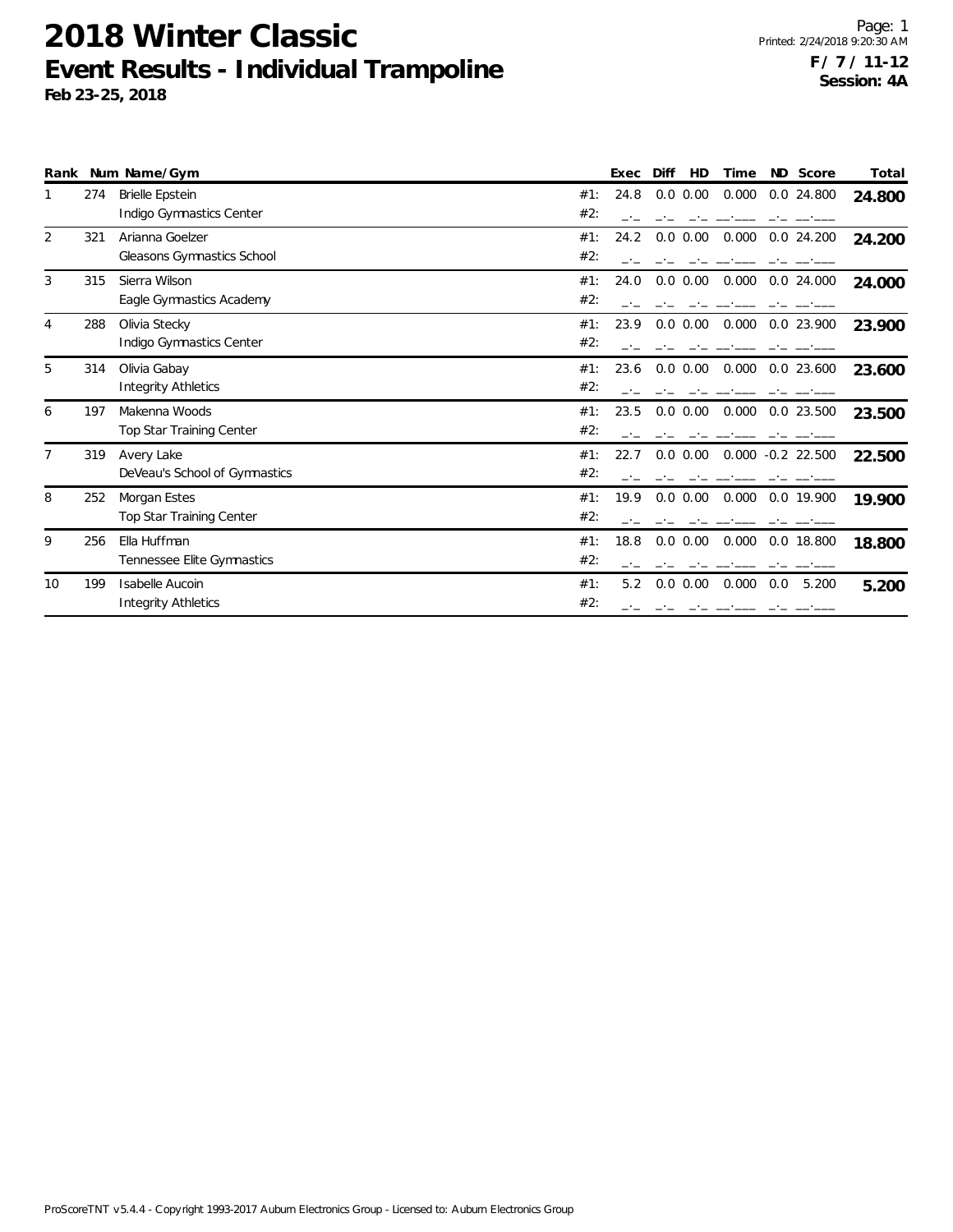# 2018 Winter Classic

## Event Results - Individual Trampoline

**Feb 23-25, 2018**

**F / 7 / 11-12**
**Session: 4A**

| Rank | Num | Name/Gym | | Exec | Diff | HD | Time | ND | Score | Total |
|---|---|---|---|---|---|---|---|---|---|---|
| 1 | 274 | Brielle Epstein | #1: | 24.8 | 0.0 | 0.00 | 0.000 | 0.0 | 24.800 | **24.800** |
| | | Indigo Gymnastics Center | #2: | _._ | _._ | _._ | __.___ | _._ | __.___ | |
| 2 | 321 | Arianna Goelzer | #1: | 24.2 | 0.0 | 0.00 | 0.000 | 0.0 | 24.200 | **24.200** |
| | | Gleasons Gymnastics School | #2: | _._ | _._ | _._ | __.___ | _._ | __.___ | |
| 3 | 315 | Sierra Wilson | #1: | 24.0 | 0.0 | 0.00 | 0.000 | 0.0 | 24.000 | **24.000** |
| | | Eagle Gymnastics Academy | #2: | _._ | _._ | _._ | __.___ | _._ | __.___ | |
| 4 | 288 | Olivia Stecky | #1: | 23.9 | 0.0 | 0.00 | 0.000 | 0.0 | 23.900 | **23.900** |
| | | Indigo Gymnastics Center | #2: | _._ | _._ | _._ | __.___ | _._ | __.___ | |
| 5 | 314 | Olivia Gabay | #1: | 23.6 | 0.0 | 0.00 | 0.000 | 0.0 | 23.600 | **23.600** |
| | | Integrity Athletics | #2: | _._ | _._ | _._ | __.___ | _._ | __.___ | |
| 6 | 197 | Makenna Woods | #1: | 23.5 | 0.0 | 0.00 | 0.000 | 0.0 | 23.500 | **23.500** |
| | | Top Star Training Center | #2: | _._ | _._ | _._ | __.___ | _._ | __.___ | |
| 7 | 319 | Avery Lake | #1: | 22.7 | 0.0 | 0.00 | 0.000 | -0.2 | 22.500 | **22.500** |
| | | DeVeau's School of Gymnastics | #2: | _._ | _._ | _._ | __.___ | _._ | __.___ | |
| 8 | 252 | Morgan Estes | #1: | 19.9 | 0.0 | 0.00 | 0.000 | 0.0 | 19.900 | **19.900** |
| | | Top Star Training Center | #2: | _._ | _._ | _._ | __.___ | _._ | __.___ | |
| 9 | 256 | Ella Huffman | #1: | 18.8 | 0.0 | 0.00 | 0.000 | 0.0 | 18.800 | **18.800** |
| | | Tennessee Elite Gymnastics | #2: | _._ | _._ | _._ | __.___ | _._ | __.___ | |
| 10 | 199 | Isabelle Aucoin | #1: | 5.2 | 0.0 | 0.00 | 0.000 | 0.0 | 5.200 | **5.200** |
| | | Integrity Athletics | #2: | _._ | _._ | _._ | __.___ | _._ | __.___ | |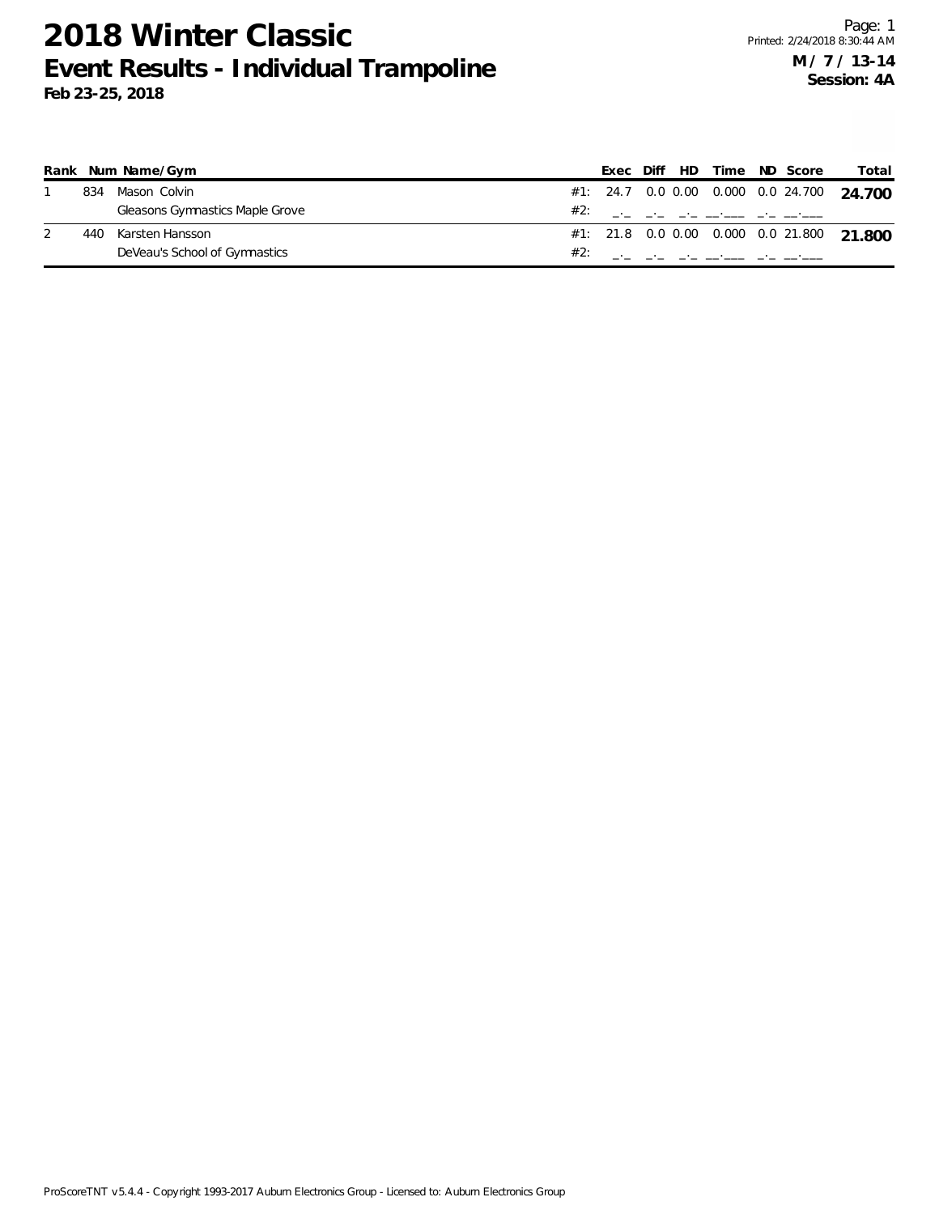# 2018 Winter Classic

## Event Results - Individual Trampoline

**Feb 23-25, 2018**

Printed: 2/24/2018 8:30:44 AM

**M / 7 / 13-14**
**Session: 4A**

| Rank | Num | Name/Gym | | Exec | Diff | HD | Time | ND | Score | Total |
|---|---|---|---|---|---|---|---|---|---|---|
| 1 | 834 | Mason Colvin | #1: | 24.7 | 0.0 | 0.00 | 0.000 | 0.0 | 24.700 | **24.700** |
| | | Gleasons Gymnastics Maple Grove | #2: | _._ | _._ | _._ | __.___ | _._ | __.___ | |
| 2 | 440 | Karsten Hansson | #1: | 21.8 | 0.0 | 0.00 | 0.000 | 0.0 | 21.800 | **21.800** |
| | | DeVeau's School of Gymnastics | #2: | _._ | _._ | _._ | __.___ | _._ | __.___ | |

ProScoreTNT v5.4.4 - Copyright 1993-2017 Auburn Electronics Group - Licensed to: Auburn Electronics Group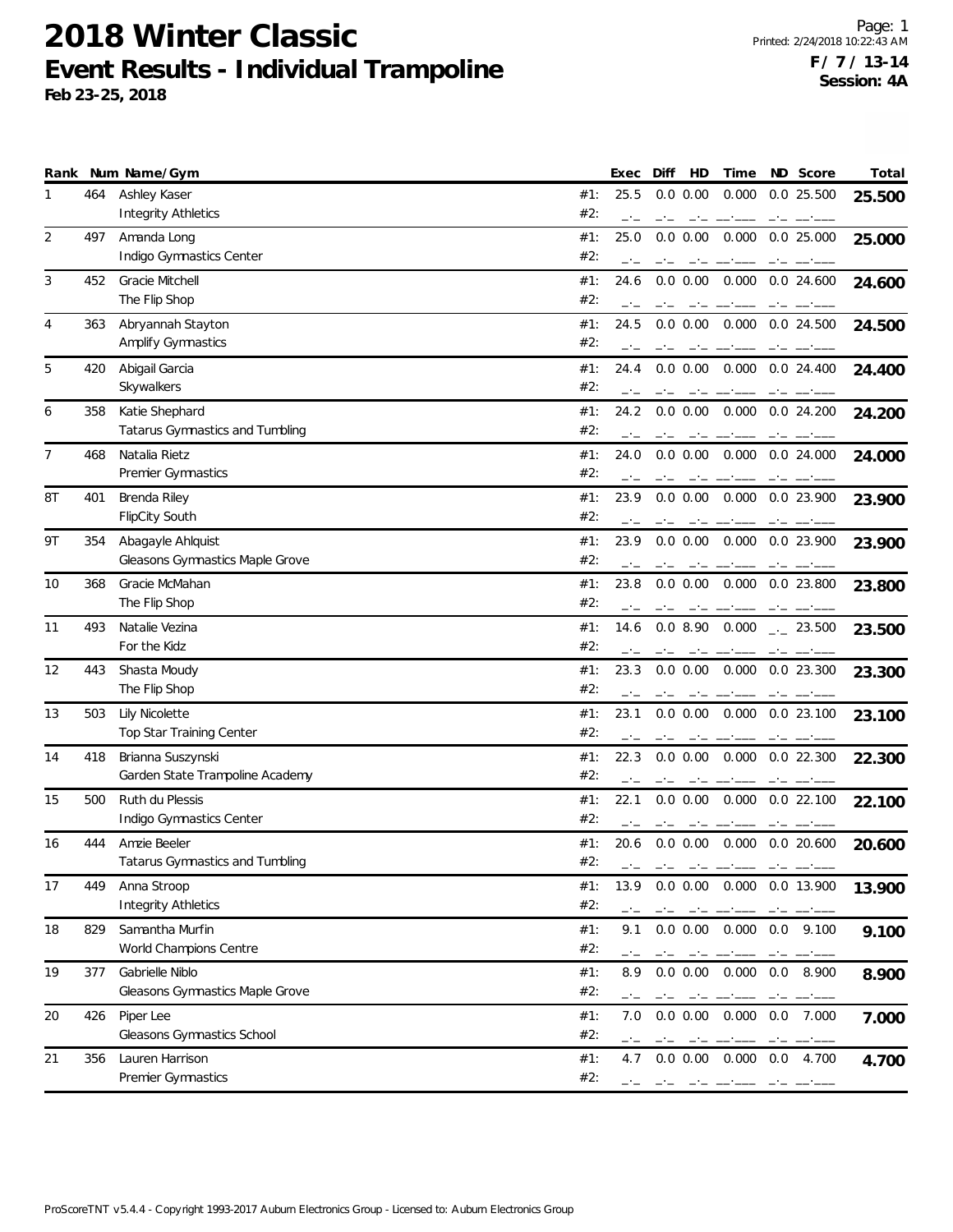# 2018 Winter Classic

## Event Results - Individual Trampoline

**Feb 23-25, 2018**

Page: 1
Printed: 2/24/2018 10:22:43 AM

**F / 7 / 13-14**
**Session: 4A**

| Rank | Num | Name/Gym | | Exec | Diff | HD | Time | ND | Score | Total |
|---|---|---|---|---|---|---|---|---|---|---|
| 1 | 464 | Ashley Kaser | #1: | 25.5 | 0.0 | 0.00 | 0.000 | 0.0 | 25.500 | **25.500** |
| | | Integrity Athletics | #2: | _._ | _._ | _._ | __.___ | _._ | __.___ | |
| 2 | 497 | Amanda Long | #1: | 25.0 | 0.0 | 0.00 | 0.000 | 0.0 | 25.000 | **25.000** |
| | | Indigo Gymnastics Center | #2: | _._ | _._ | _._ | __.___ | _._ | __.___ | |
| 3 | 452 | Gracie Mitchell | #1: | 24.6 | 0.0 | 0.00 | 0.000 | 0.0 | 24.600 | **24.600** |
| | | The Flip Shop | #2: | _._ | _._ | _._ | __.___ | _._ | __.___ | |
| 4 | 363 | Abryannah Stayton | #1: | 24.5 | 0.0 | 0.00 | 0.000 | 0.0 | 24.500 | **24.500** |
| | | Amplify Gymnastics | #2: | _._ | _._ | _._ | __.___ | _._ | __.___ | |
| 5 | 420 | Abigail Garcia | #1: | 24.4 | 0.0 | 0.00 | 0.000 | 0.0 | 24.400 | **24.400** |
| | | Skywalkers | #2: | _._ | _._ | _._ | __.___ | _._ | __.___ | |
| 6 | 358 | Katie Shephard | #1: | 24.2 | 0.0 | 0.00 | 0.000 | 0.0 | 24.200 | **24.200** |
| | | Tatarus Gymnastics and Tumbling | #2: | _._ | _._ | _._ | __.___ | _._ | __.___ | |
| 7 | 468 | Natalia Rietz | #1: | 24.0 | 0.0 | 0.00 | 0.000 | 0.0 | 24.000 | **24.000** |
| | | Premier Gymnastics | #2: | _._ | _._ | _._ | __.___ | _._ | __.___ | |
| 8T | 401 | Brenda Riley | #1: | 23.9 | 0.0 | 0.00 | 0.000 | 0.0 | 23.900 | **23.900** |
| | | FlipCity South | #2: | _._ | _._ | _._ | __.___ | _._ | __.___ | |
| 9T | 354 | Abagayle Ahlquist | #1: | 23.9 | 0.0 | 0.00 | 0.000 | 0.0 | 23.900 | **23.900** |
| | | Gleasons Gymnastics Maple Grove | #2: | _._ | _._ | _._ | __.___ | _._ | __.___ | |
| 10 | 368 | Gracie McMahan | #1: | 23.8 | 0.0 | 0.00 | 0.000 | 0.0 | 23.800 | **23.800** |
| | | The Flip Shop | #2: | _._ | _._ | _._ | __.___ | _._ | __.___ | |
| 11 | 493 | Natalie Vezina | #1: | 14.6 | 0.0 | 8.90 | 0.000 | _._ | 23.500 | **23.500** |
| | | For the Kidz | #2: | _._ | _._ | _._ | __.___ | _._ | __.___ | |
| 12 | 443 | Shasta Moudy | #1: | 23.3 | 0.0 | 0.00 | 0.000 | 0.0 | 23.300 | **23.300** |
| | | The Flip Shop | #2: | _._ | _._ | _._ | __.___ | _._ | __.___ | |
| 13 | 503 | Lily Nicolette | #1: | 23.1 | 0.0 | 0.00 | 0.000 | 0.0 | 23.100 | **23.100** |
| | | Top Star Training Center | #2: | _._ | _._ | _._ | __.___ | _._ | __.___ | |
| 14 | 418 | Brianna Suszynski | #1: | 22.3 | 0.0 | 0.00 | 0.000 | 0.0 | 22.300 | **22.300** |
| | | Garden State Trampoline Academy | #2: | _._ | _._ | _._ | __.___ | _._ | __.___ | |
| 15 | 500 | Ruth du Plessis | #1: | 22.1 | 0.0 | 0.00 | 0.000 | 0.0 | 22.100 | **22.100** |
| | | Indigo Gymnastics Center | #2: | _._ | _._ | _._ | __.___ | _._ | __.___ | |
| 16 | 444 | Amzie Beeler | #1: | 20.6 | 0.0 | 0.00 | 0.000 | 0.0 | 20.600 | **20.600** |
| | | Tatarus Gymnastics and Tumbling | #2: | _._ | _._ | _._ | __.___ | _._ | __.___ | |
| 17 | 449 | Anna Stroop | #1: | 13.9 | 0.0 | 0.00 | 0.000 | 0.0 | 13.900 | **13.900** |
| | | Integrity Athletics | #2: | _._ | _._ | _._ | __.___ | _._ | __.___ | |
| 18 | 829 | Samantha Murfin | #1: | 9.1 | 0.0 | 0.00 | 0.000 | 0.0 | 9.100 | **9.100** |
| | | World Champions Centre | #2: | _._ | _._ | _._ | __.___ | _._ | __.___ | |
| 19 | 377 | Gabrielle Niblo | #1: | 8.9 | 0.0 | 0.00 | 0.000 | 0.0 | 8.900 | **8.900** |
| | | Gleasons Gymnastics Maple Grove | #2: | _._ | _._ | _._ | __.___ | _._ | __.___ | |
| 20 | 426 | Piper Lee | #1: | 7.0 | 0.0 | 0.00 | 0.000 | 0.0 | 7.000 | **7.000** |
| | | Gleasons Gymnastics School | #2: | _._ | _._ | _._ | __.___ | _._ | __.___ | |
| 21 | 356 | Lauren Harrison | #1: | 4.7 | 0.0 | 0.00 | 0.000 | 0.0 | 4.700 | **4.700** |
| | | Premier Gymnastics | #2: | _._ | _._ | _._ | __.___ | _._ | __.___ | |

ProScoreTNT v5.4.4 - Copyright 1993-2017 Auburn Electronics Group - Licensed to: Auburn Electronics Group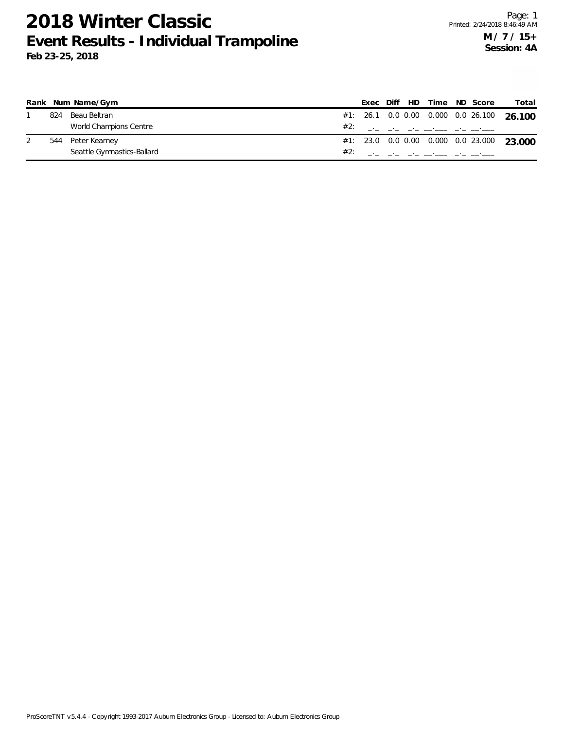# 2018 Winter Classic

## Event Results - Individual Trampoline

**Feb 23-25, 2018**

**M / 7 / 15+**
**Session: 4A**

| Rank | Num | Name/Gym | | Exec | Diff | HD | Time | ND | Score | Total |
|---|---|---|---|---|---|---|---|---|---|---|
| 1 | 824 | Beau Beltran | #1: | 26.1 | 0.0 | 0.00 | 0.000 | 0.0 | 26.100 | **26.100** |
| | | World Champions Centre | #2: | _._ | _._ | _._ | __.___ | _._ | __.___ | |
| 2 | 544 | Peter Kearney | #1: | 23.0 | 0.0 | 0.00 | 0.000 | 0.0 | 23.000 | **23.000** |
| | | Seattle Gymnastics-Ballard | #2: | _._ | _._ | _._ | __.___ | _._ | __.___ | |

ProScoreTNT v5.4.4 - Copyright 1993-2017 Auburn Electronics Group - Licensed to: Auburn Electronics Group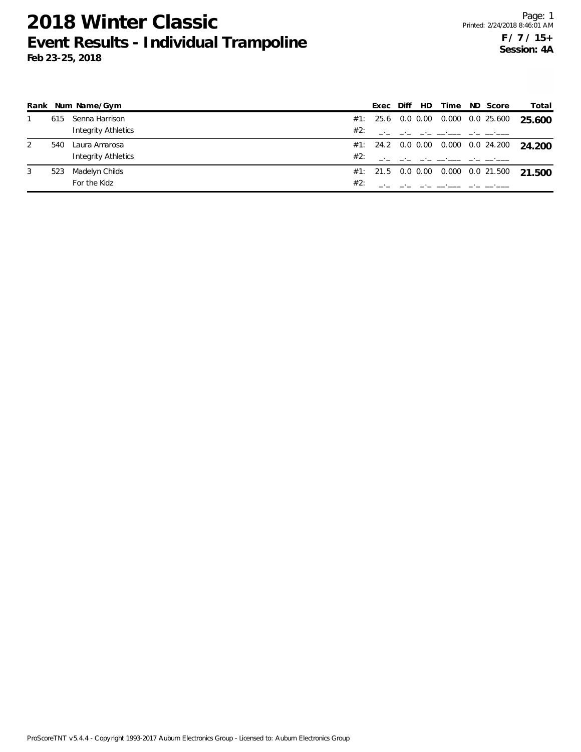# 2018 Winter Classic

## Event Results - Individual Trampoline

**Feb 23-25, 2018**

**F / 7 / 15+**
**Session: 4A**

| Rank | Num | Name/Gym | | Exec | Diff | HD | Time | ND | Score | Total |
|---|---|---|---|---|---|---|---|---|---|---|
| 1 | 615 | Senna Harrison | #1: | 25.6 | 0.0 | 0.00 | 0.000 | 0.0 | 25.600 | **25.600** |
| | | Integrity Athletics | #2: | _._ | _._ | _._ | __.___ | _._ | __.___ | |
| 2 | 540 | Laura Amarosa | #1: | 24.2 | 0.0 | 0.00 | 0.000 | 0.0 | 24.200 | **24.200** |
| | | Integrity Athletics | #2: | _._ | _._ | _._ | __.___ | _._ | __.___ | |
| 3 | 523 | Madelyn Childs | #1: | 21.5 | 0.0 | 0.00 | 0.000 | 0.0 | 21.500 | **21.500** |
| | | For the Kidz | #2: | _._ | _._ | _._ | __.___ | _._ | __.___ | |

ProScoreTNT v5.4.4 - Copyright 1993-2017 Auburn Electronics Group - Licensed to: Auburn Electronics Group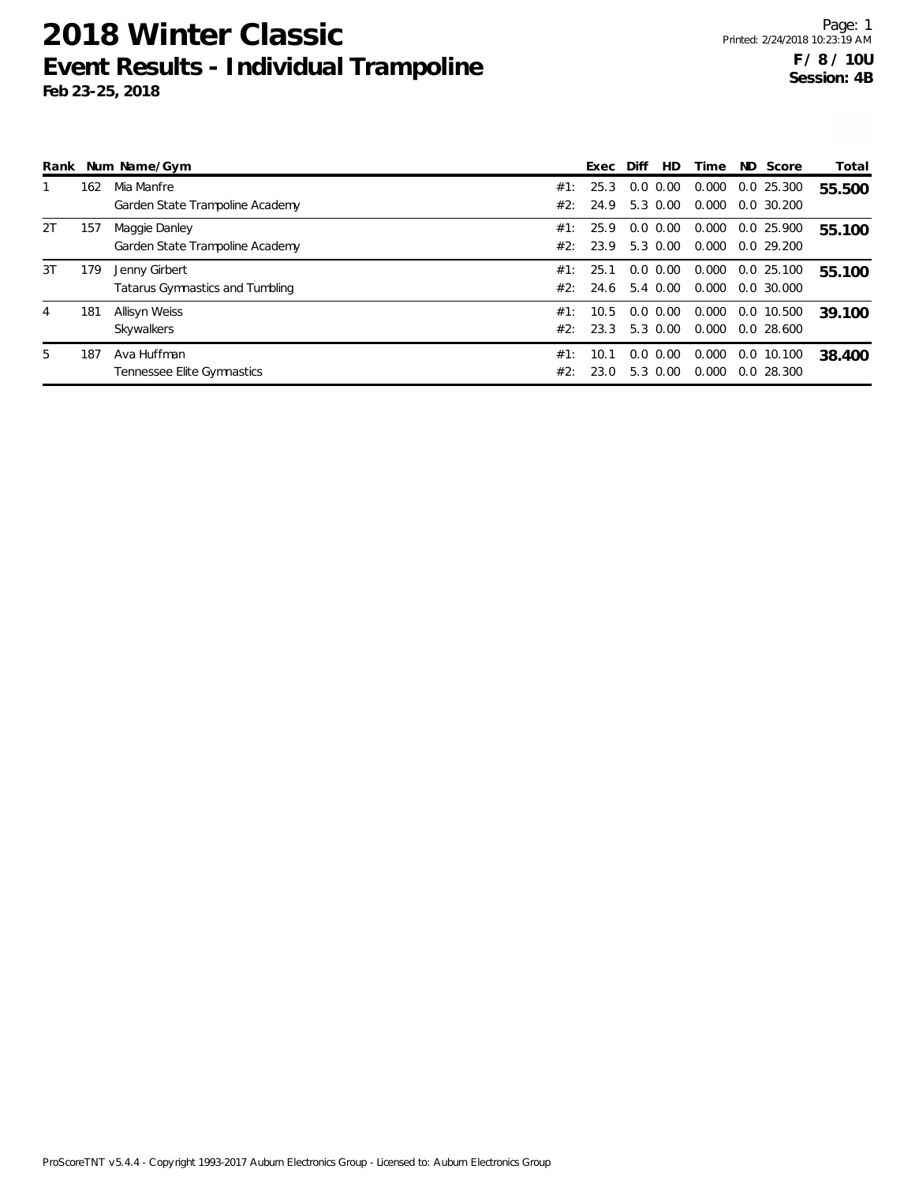# 2018 Winter Classic

## Event Results - Individual Trampoline

**Feb 23-25, 2018**

**F / 8 / 10U**
**Session: 4B**

| Rank | Num | Name/Gym | | Exec | Diff | HD | Time | ND | Score | Total |
|---|---|---|---|---|---|---|---|---|---|---|
| 1 | 162 | Mia Manfre | #1: | 25.3 | 0.0 | 0.00 | 0.000 | 0.0 | 25.300 | **55.500** |
| | | Garden State Trampoline Academy | #2: | 24.9 | 5.3 | 0.00 | 0.000 | 0.0 | 30.200 | |
| 2T | 157 | Maggie Danley | #1: | 25.9 | 0.0 | 0.00 | 0.000 | 0.0 | 25.900 | **55.100** |
| | | Garden State Trampoline Academy | #2: | 23.9 | 5.3 | 0.00 | 0.000 | 0.0 | 29.200 | |
| 3T | 179 | Jenny Girbert | #1: | 25.1 | 0.0 | 0.00 | 0.000 | 0.0 | 25.100 | **55.100** |
| | | Tatarus Gymnastics and Tumbling | #2: | 24.6 | 5.4 | 0.00 | 0.000 | 0.0 | 30.000 | |
| 4 | 181 | Allisyn Weiss | #1: | 10.5 | 0.0 | 0.00 | 0.000 | 0.0 | 10.500 | **39.100** |
| | | Skywalkers | #2: | 23.3 | 5.3 | 0.00 | 0.000 | 0.0 | 28.600 | |
| 5 | 187 | Ava Huffman | #1: | 10.1 | 0.0 | 0.00 | 0.000 | 0.0 | 10.100 | **38.400** |
| | | Tennessee Elite Gymnastics | #2: | 23.0 | 5.3 | 0.00 | 0.000 | 0.0 | 28.300 | |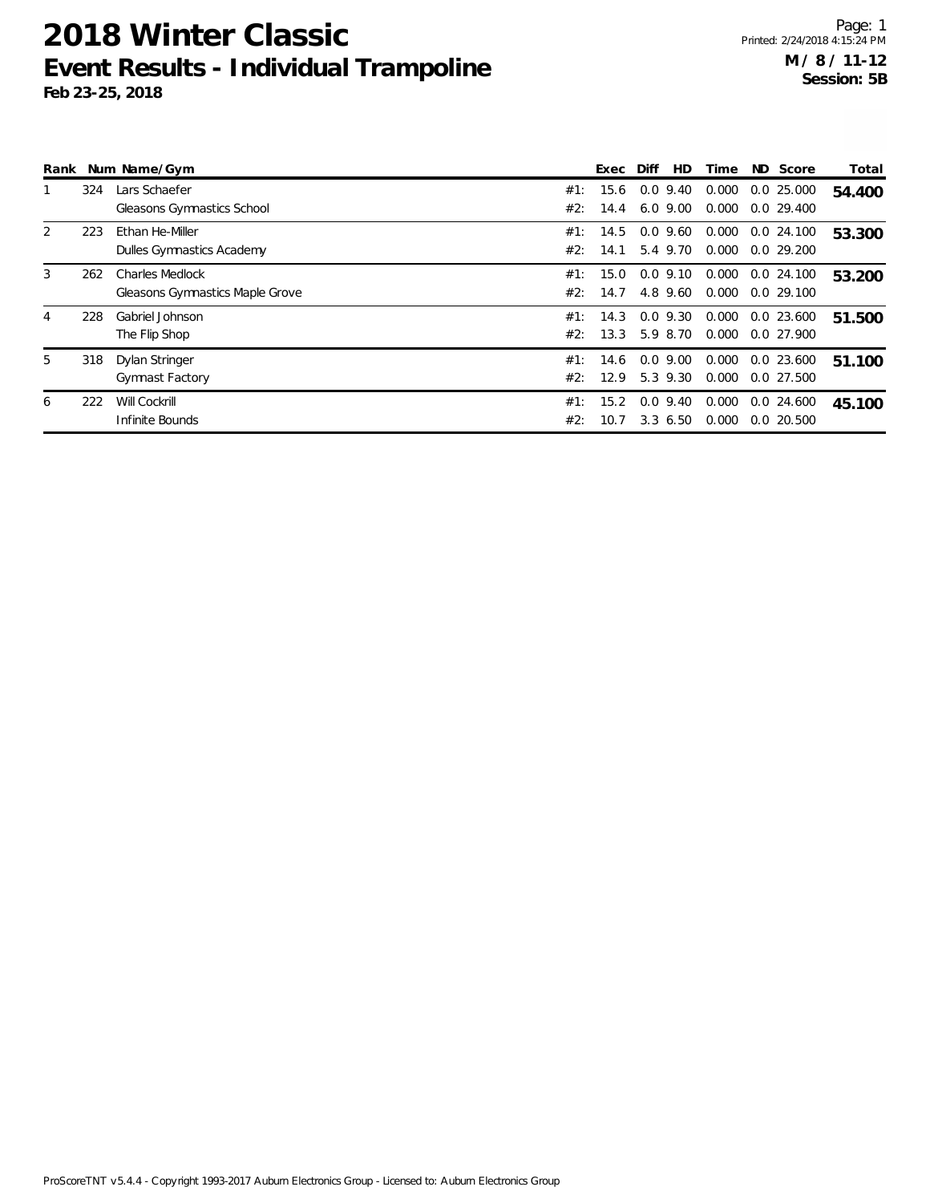# 2018 Winter Classic

## Event Results - Individual Trampoline

**Feb 23-25, 2018**

Printed: 2/24/2018 4:15:24 PM

**M / 8 / 11-12**
**Session: 5B**

| Rank | Num | Name/Gym | | Exec | Diff | HD | Time | ND | Score | Total |
|---|---|---|---|---|---|---|---|---|---|---|
| 1 | 324 | Lars Schaefer | #1: | 15.6 | 0.0 | 9.40 | 0.000 | 0.0 | 25.000 | **54.400** |
| | | Gleasons Gymnastics School | #2: | 14.4 | 6.0 | 9.00 | 0.000 | 0.0 | 29.400 | |
| 2 | 223 | Ethan He-Miller | #1: | 14.5 | 0.0 | 9.60 | 0.000 | 0.0 | 24.100 | **53.300** |
| | | Dulles Gymnastics Academy | #2: | 14.1 | 5.4 | 9.70 | 0.000 | 0.0 | 29.200 | |
| 3 | 262 | Charles Medlock | #1: | 15.0 | 0.0 | 9.10 | 0.000 | 0.0 | 24.100 | **53.200** |
| | | Gleasons Gymnastics Maple Grove | #2: | 14.7 | 4.8 | 9.60 | 0.000 | 0.0 | 29.100 | |
| 4 | 228 | Gabriel Johnson | #1: | 14.3 | 0.0 | 9.30 | 0.000 | 0.0 | 23.600 | **51.500** |
| | | The Flip Shop | #2: | 13.3 | 5.9 | 8.70 | 0.000 | 0.0 | 27.900 | |
| 5 | 318 | Dylan Stringer | #1: | 14.6 | 0.0 | 9.00 | 0.000 | 0.0 | 23.600 | **51.100** |
| | | Gymnast Factory | #2: | 12.9 | 5.3 | 9.30 | 0.000 | 0.0 | 27.500 | |
| 6 | 222 | Will Cockrill | #1: | 15.2 | 0.0 | 9.40 | 0.000 | 0.0 | 24.600 | **45.100** |
| | | Infinite Bounds | #2: | 10.7 | 3.3 | 6.50 | 0.000 | 0.0 | 20.500 | |

ProScoreTNT v5.4.4 - Copyright 1993-2017 Auburn Electronics Group - Licensed to: Auburn Electronics Group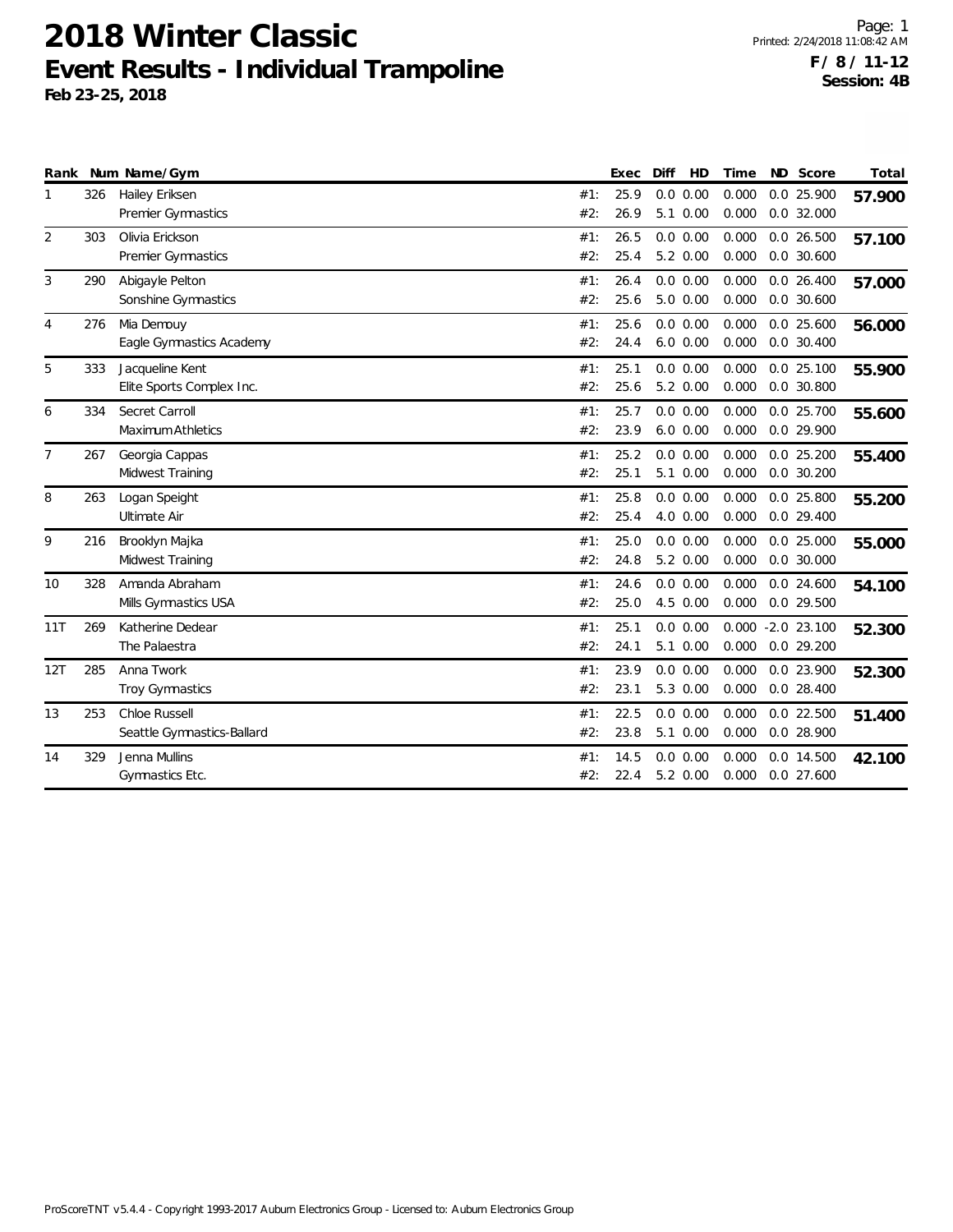# 2018 Winter Classic

## Event Results - Individual Trampoline

**Feb 23-25, 2018**

Printed: 2/24/2018 11:08:42 AM

**F / 8 / 11-12**
**Session: 4B**

| Rank | Num | Name/Gym | | Exec | Diff | HD | Time | ND | Score | Total |
|---|---|---|---|---|---|---|---|---|---|---|
| 1 | 326 | Hailey Eriksen | #1: | 25.9 | 0.0 | 0.00 | 0.000 | 0.0 | 25.900 | **57.900** |
| | | Premier Gymnastics | #2: | 26.9 | 5.1 | 0.00 | 0.000 | 0.0 | 32.000 | |
| 2 | 303 | Olivia Erickson | #1: | 26.5 | 0.0 | 0.00 | 0.000 | 0.0 | 26.500 | **57.100** |
| | | Premier Gymnastics | #2: | 25.4 | 5.2 | 0.00 | 0.000 | 0.0 | 30.600 | |
| 3 | 290 | Abigayle Pelton | #1: | 26.4 | 0.0 | 0.00 | 0.000 | 0.0 | 26.400 | **57.000** |
| | | Sonshine Gymnastics | #2: | 25.6 | 5.0 | 0.00 | 0.000 | 0.0 | 30.600 | |
| 4 | 276 | Mia Demouy | #1: | 25.6 | 0.0 | 0.00 | 0.000 | 0.0 | 25.600 | **56.000** |
| | | Eagle Gymnastics Academy | #2: | 24.4 | 6.0 | 0.00 | 0.000 | 0.0 | 30.400 | |
| 5 | 333 | Jacqueline Kent | #1: | 25.1 | 0.0 | 0.00 | 0.000 | 0.0 | 25.100 | **55.900** |
| | | Elite Sports Complex Inc. | #2: | 25.6 | 5.2 | 0.00 | 0.000 | 0.0 | 30.800 | |
| 6 | 334 | Secret Carroll | #1: | 25.7 | 0.0 | 0.00 | 0.000 | 0.0 | 25.700 | **55.600** |
| | | Maximum Athletics | #2: | 23.9 | 6.0 | 0.00 | 0.000 | 0.0 | 29.900 | |
| 7 | 267 | Georgia Cappas | #1: | 25.2 | 0.0 | 0.00 | 0.000 | 0.0 | 25.200 | **55.400** |
| | | Midwest Training | #2: | 25.1 | 5.1 | 0.00 | 0.000 | 0.0 | 30.200 | |
| 8 | 263 | Logan Speight | #1: | 25.8 | 0.0 | 0.00 | 0.000 | 0.0 | 25.800 | **55.200** |
| | | Ultimate Air | #2: | 25.4 | 4.0 | 0.00 | 0.000 | 0.0 | 29.400 | |
| 9 | 216 | Brooklyn Majka | #1: | 25.0 | 0.0 | 0.00 | 0.000 | 0.0 | 25.000 | **55.000** |
| | | Midwest Training | #2: | 24.8 | 5.2 | 0.00 | 0.000 | 0.0 | 30.000 | |
| 10 | 328 | Amanda Abraham | #1: | 24.6 | 0.0 | 0.00 | 0.000 | 0.0 | 24.600 | **54.100** |
| | | Mills Gymnastics USA | #2: | 25.0 | 4.5 | 0.00 | 0.000 | 0.0 | 29.500 | |
| 11T | 269 | Katherine Dedear | #1: | 25.1 | 0.0 | 0.00 | 0.000 | -2.0 | 23.100 | **52.300** |
| | | The Palaestra | #2: | 24.1 | 5.1 | 0.00 | 0.000 | 0.0 | 29.200 | |
| 12T | 285 | Anna Twork | #1: | 23.9 | 0.0 | 0.00 | 0.000 | 0.0 | 23.900 | **52.300** |
| | | Troy Gymnastics | #2: | 23.1 | 5.3 | 0.00 | 0.000 | 0.0 | 28.400 | |
| 13 | 253 | Chloe Russell | #1: | 22.5 | 0.0 | 0.00 | 0.000 | 0.0 | 22.500 | **51.400** |
| | | Seattle Gymnastics-Ballard | #2: | 23.8 | 5.1 | 0.00 | 0.000 | 0.0 | 28.900 | |
| 14 | 329 | Jenna Mullins | #1: | 14.5 | 0.0 | 0.00 | 0.000 | 0.0 | 14.500 | **42.100** |
| | | Gymnastics Etc. | #2: | 22.4 | 5.2 | 0.00 | 0.000 | 0.0 | 27.600 | |

ProScoreTNT v5.4.4 - Copyright 1993-2017 Auburn Electronics Group - Licensed to: Auburn Electronics Group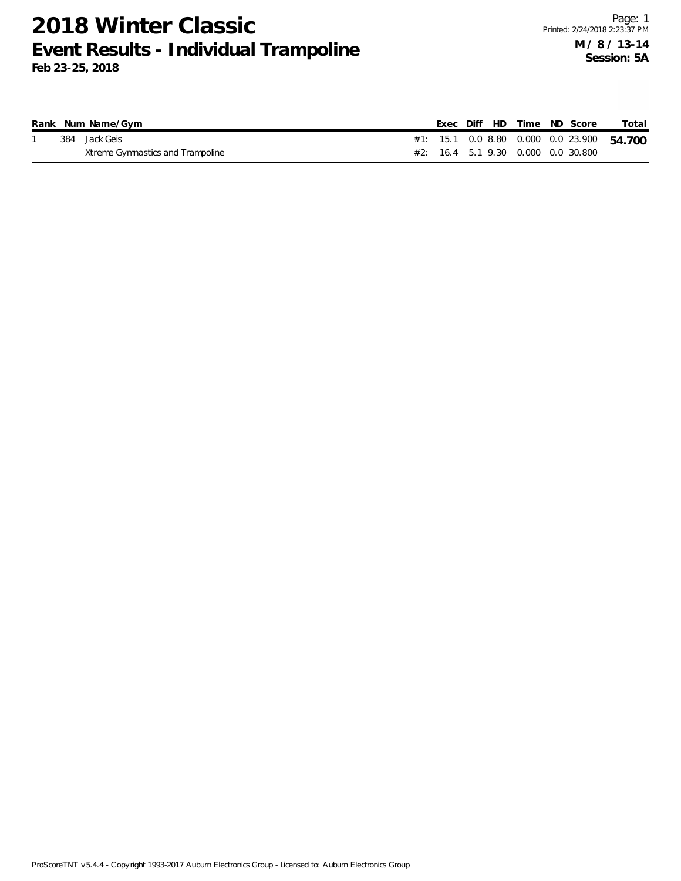# 2018 Winter Classic
## Event Results - Individual Trampoline
**Feb 23-25, 2018**

Printed: 2/24/2018 2:23:37 PM

**M / 8 / 13-14**
**Session: 5A**

| Rank | Num | Name/Gym | | Exec | Diff | HD | Time | ND | Score | Total |
|---|---|---|---|---|---|---|---|---|---|---|
| 1 | 384 | Jack Geis | #1: | 15.1 | 0.0 | 8.80 | 0.000 | 0.0 | 23.900 | **54.700** |
| | | Xtreme Gymnastics and Trampoline | #2: | 16.4 | 5.1 | 9.30 | 0.000 | 0.0 | 30.800 | |

ProScoreTNT v5.4.4 - Copyright 1993-2017 Auburn Electronics Group - Licensed to: Auburn Electronics Group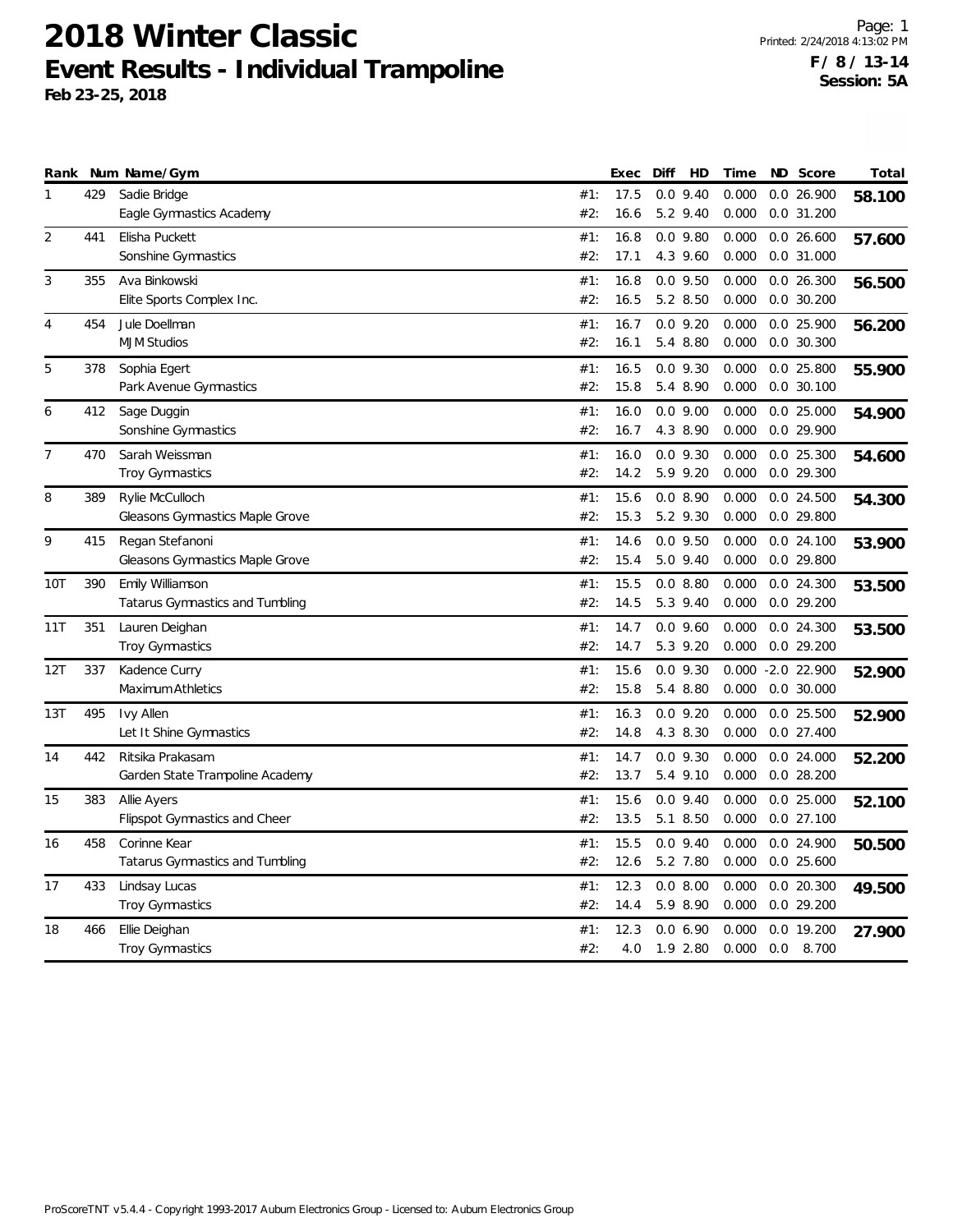# 2018 Winter Classic

## Event Results - Individual Trampoline

**Feb 23-25, 2018**

**F / 8 / 13-14**
**Session: 5A**

| Rank | Num | Name/Gym | | Exec | Diff | HD | Time | ND | Score | Total |
|---|---|---|---|---|---|---|---|---|---|---|
| 1 | 429 | Sadie Bridge | #1: | 17.5 | 0.0 | 9.40 | 0.000 | 0.0 | 26.900 | **58.100** |
| | | Eagle Gymnastics Academy | #2: | 16.6 | 5.2 | 9.40 | 0.000 | 0.0 | 31.200 | |
| 2 | 441 | Elisha Puckett | #1: | 16.8 | 0.0 | 9.80 | 0.000 | 0.0 | 26.600 | **57.600** |
| | | Sonshine Gymnastics | #2: | 17.1 | 4.3 | 9.60 | 0.000 | 0.0 | 31.000 | |
| 3 | 355 | Ava Binkowski | #1: | 16.8 | 0.0 | 9.50 | 0.000 | 0.0 | 26.300 | **56.500** |
| | | Elite Sports Complex Inc. | #2: | 16.5 | 5.2 | 8.50 | 0.000 | 0.0 | 30.200 | |
| 4 | 454 | Jule Doellman | #1: | 16.7 | 0.0 | 9.20 | 0.000 | 0.0 | 25.900 | **56.200** |
| | | MJM Studios | #2: | 16.1 | 5.4 | 8.80 | 0.000 | 0.0 | 30.300 | |
| 5 | 378 | Sophia Egert | #1: | 16.5 | 0.0 | 9.30 | 0.000 | 0.0 | 25.800 | **55.900** |
| | | Park Avenue Gymnastics | #2: | 15.8 | 5.4 | 8.90 | 0.000 | 0.0 | 30.100 | |
| 6 | 412 | Sage Duggin | #1: | 16.0 | 0.0 | 9.00 | 0.000 | 0.0 | 25.000 | **54.900** |
| | | Sonshine Gymnastics | #2: | 16.7 | 4.3 | 8.90 | 0.000 | 0.0 | 29.900 | |
| 7 | 470 | Sarah Weissman | #1: | 16.0 | 0.0 | 9.30 | 0.000 | 0.0 | 25.300 | **54.600** |
| | | Troy Gymnastics | #2: | 14.2 | 5.9 | 9.20 | 0.000 | 0.0 | 29.300 | |
| 8 | 389 | Rylie McCulloch | #1: | 15.6 | 0.0 | 8.90 | 0.000 | 0.0 | 24.500 | **54.300** |
| | | Gleasons Gymnastics Maple Grove | #2: | 15.3 | 5.2 | 9.30 | 0.000 | 0.0 | 29.800 | |
| 9 | 415 | Regan Stefanoni | #1: | 14.6 | 0.0 | 9.50 | 0.000 | 0.0 | 24.100 | **53.900** |
| | | Gleasons Gymnastics Maple Grove | #2: | 15.4 | 5.0 | 9.40 | 0.000 | 0.0 | 29.800 | |
| 10T | 390 | Emily Williamson | #1: | 15.5 | 0.0 | 8.80 | 0.000 | 0.0 | 24.300 | **53.500** |
| | | Tatarus Gymnastics and Tumbling | #2: | 14.5 | 5.3 | 9.40 | 0.000 | 0.0 | 29.200 | |
| 11T | 351 | Lauren Deighan | #1: | 14.7 | 0.0 | 9.60 | 0.000 | 0.0 | 24.300 | **53.500** |
| | | Troy Gymnastics | #2: | 14.7 | 5.3 | 9.20 | 0.000 | 0.0 | 29.200 | |
| 12T | 337 | Kadence Curry | #1: | 15.6 | 0.0 | 9.30 | 0.000 | -2.0 | 22.900 | **52.900** |
| | | Maximum Athletics | #2: | 15.8 | 5.4 | 8.80 | 0.000 | 0.0 | 30.000 | |
| 13T | 495 | Ivy Allen | #1: | 16.3 | 0.0 | 9.20 | 0.000 | 0.0 | 25.500 | **52.900** |
| | | Let It Shine Gymnastics | #2: | 14.8 | 4.3 | 8.30 | 0.000 | 0.0 | 27.400 | |
| 14 | 442 | Ritsika Prakasam | #1: | 14.7 | 0.0 | 9.30 | 0.000 | 0.0 | 24.000 | **52.200** |
| | | Garden State Trampoline Academy | #2: | 13.7 | 5.4 | 9.10 | 0.000 | 0.0 | 28.200 | |
| 15 | 383 | Allie Ayers | #1: | 15.6 | 0.0 | 9.40 | 0.000 | 0.0 | 25.000 | **52.100** |
| | | Flipspot Gymnastics and Cheer | #2: | 13.5 | 5.1 | 8.50 | 0.000 | 0.0 | 27.100 | |
| 16 | 458 | Corinne Kear | #1: | 15.5 | 0.0 | 9.40 | 0.000 | 0.0 | 24.900 | **50.500** |
| | | Tatarus Gymnastics and Tumbling | #2: | 12.6 | 5.2 | 7.80 | 0.000 | 0.0 | 25.600 | |
| 17 | 433 | Lindsay Lucas | #1: | 12.3 | 0.0 | 8.00 | 0.000 | 0.0 | 20.300 | **49.500** |
| | | Troy Gymnastics | #2: | 14.4 | 5.9 | 8.90 | 0.000 | 0.0 | 29.200 | |
| 18 | 466 | Ellie Deighan | #1: | 12.3 | 0.0 | 6.90 | 0.000 | 0.0 | 19.200 | **27.900** |
| | | Troy Gymnastics | #2: | 4.0 | 1.9 | 2.80 | 0.000 | 0.0 | 8.700 | |

ProScoreTNT v5.4.4 - Copyright 1993-2017 Auburn Electronics Group - Licensed to: Auburn Electronics Group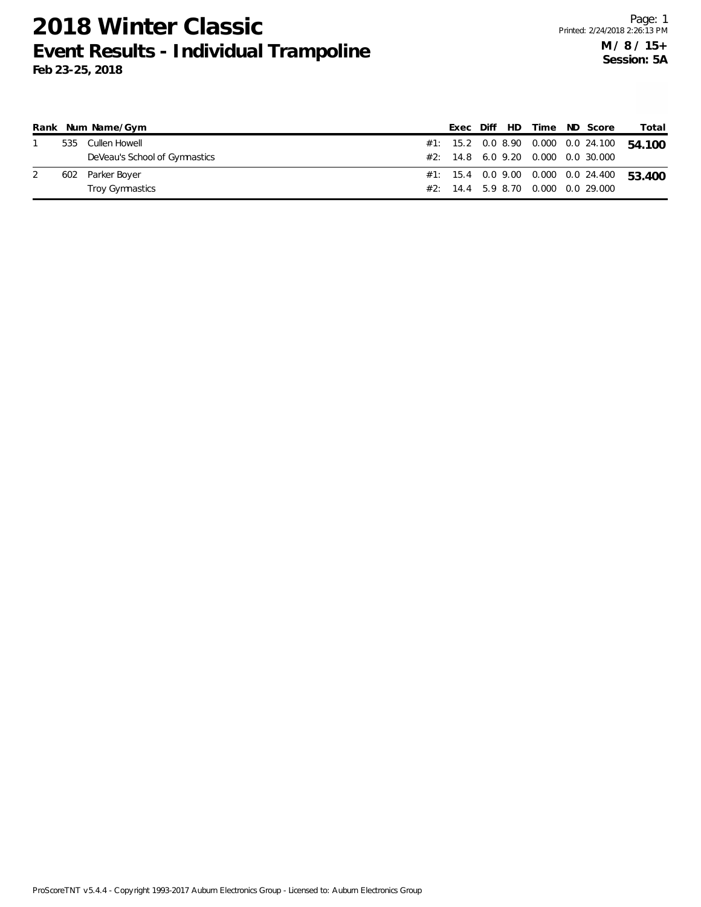# 2018 Winter Classic

## Event Results - Individual Trampoline

**Feb 23-25, 2018**

**M / 8 / 15+**
**Session: 5A**

| Rank | Num | Name/Gym | | Exec | Diff | HD | Time | ND | Score | Total |
|---|---|---|---|---|---|---|---|---|---|---|
| 1 | 535 | Cullen Howell | #1: | 15.2 | 0.0 | 8.90 | 0.000 | 0.0 | 24.100 | **54.100** |
| | | DeVeau's School of Gymnastics | #2: | 14.8 | 6.0 | 9.20 | 0.000 | 0.0 | 30.000 | |
| 2 | 602 | Parker Boyer | #1: | 15.4 | 0.0 | 9.00 | 0.000 | 0.0 | 24.400 | **53.400** |
| | | Troy Gymnastics | #2: | 14.4 | 5.9 | 8.70 | 0.000 | 0.0 | 29.000 | |

ProScoreTNT v5.4.4 - Copyright 1993-2017 Auburn Electronics Group - Licensed to: Auburn Electronics Group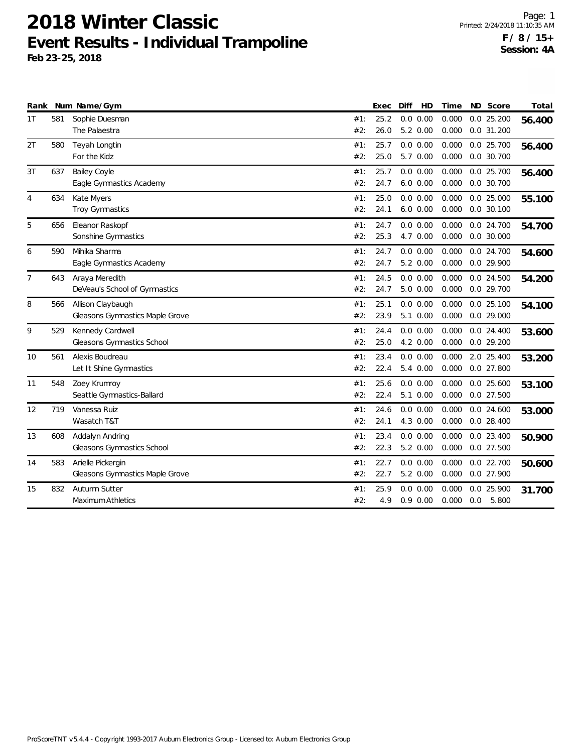# 2018 Winter Classic

## Event Results - Individual Trampoline

**Feb 23-25, 2018**

Page: 1
Printed: 2/24/2018 11:10:35 AM

**F / 8 / 15+**
**Session: 4A**

| Rank | Num | Name/Gym | | Exec | Diff | HD | Time | ND | Score | Total |
|---|---|---|---|---|---|---|---|---|---|---|
| 1T | 581 | Sophie Duesman | #1: | 25.2 | 0.0 | 0.00 | 0.000 | 0.0 | 25.200 | **56.400** |
| | | The Palaestra | #2: | 26.0 | 5.2 | 0.00 | 0.000 | 0.0 | 31.200 | |
| 2T | 580 | Teyah Longtin | #1: | 25.7 | 0.0 | 0.00 | 0.000 | 0.0 | 25.700 | **56.400** |
| | | For the Kidz | #2: | 25.0 | 5.7 | 0.00 | 0.000 | 0.0 | 30.700 | |
| 3T | 637 | Bailey Coyle | #1: | 25.7 | 0.0 | 0.00 | 0.000 | 0.0 | 25.700 | **56.400** |
| | | Eagle Gymnastics Academy | #2: | 24.7 | 6.0 | 0.00 | 0.000 | 0.0 | 30.700 | |
| 4 | 634 | Kate Myers | #1: | 25.0 | 0.0 | 0.00 | 0.000 | 0.0 | 25.000 | **55.100** |
| | | Troy Gymnastics | #2: | 24.1 | 6.0 | 0.00 | 0.000 | 0.0 | 30.100 | |
| 5 | 656 | Eleanor Raskopf | #1: | 24.7 | 0.0 | 0.00 | 0.000 | 0.0 | 24.700 | **54.700** |
| | | Sonshine Gymnastics | #2: | 25.3 | 4.7 | 0.00 | 0.000 | 0.0 | 30.000 | |
| 6 | 590 | Mihika Sharma | #1: | 24.7 | 0.0 | 0.00 | 0.000 | 0.0 | 24.700 | **54.600** |
| | | Eagle Gymnastics Academy | #2: | 24.7 | 5.2 | 0.00 | 0.000 | 0.0 | 29.900 | |
| 7 | 643 | Araya Meredith | #1: | 24.5 | 0.0 | 0.00 | 0.000 | 0.0 | 24.500 | **54.200** |
| | | DeVeau's School of Gymnastics | #2: | 24.7 | 5.0 | 0.00 | 0.000 | 0.0 | 29.700 | |
| 8 | 566 | Allison Claybaugh | #1: | 25.1 | 0.0 | 0.00 | 0.000 | 0.0 | 25.100 | **54.100** |
| | | Gleasons Gymnastics Maple Grove | #2: | 23.9 | 5.1 | 0.00 | 0.000 | 0.0 | 29.000 | |
| 9 | 529 | Kennedy Cardwell | #1: | 24.4 | 0.0 | 0.00 | 0.000 | 0.0 | 24.400 | **53.600** |
| | | Gleasons Gymnastics School | #2: | 25.0 | 4.2 | 0.00 | 0.000 | 0.0 | 29.200 | |
| 10 | 561 | Alexis Boudreau | #1: | 23.4 | 0.0 | 0.00 | 0.000 | 2.0 | 25.400 | **53.200** |
| | | Let It Shine Gymnastics | #2: | 22.4 | 5.4 | 0.00 | 0.000 | 0.0 | 27.800 | |
| 11 | 548 | Zoey Krumroy | #1: | 25.6 | 0.0 | 0.00 | 0.000 | 0.0 | 25.600 | **53.100** |
| | | Seattle Gymnastics-Ballard | #2: | 22.4 | 5.1 | 0.00 | 0.000 | 0.0 | 27.500 | |
| 12 | 719 | Vanessa Ruiz | #1: | 24.6 | 0.0 | 0.00 | 0.000 | 0.0 | 24.600 | **53.000** |
| | | Wasatch T&T | #2: | 24.1 | 4.3 | 0.00 | 0.000 | 0.0 | 28.400 | |
| 13 | 608 | Addalyn Andring | #1: | 23.4 | 0.0 | 0.00 | 0.000 | 0.0 | 23.400 | **50.900** |
| | | Gleasons Gymnastics School | #2: | 22.3 | 5.2 | 0.00 | 0.000 | 0.0 | 27.500 | |
| 14 | 583 | Arielle Pickergin | #1: | 22.7 | 0.0 | 0.00 | 0.000 | 0.0 | 22.700 | **50.600** |
| | | Gleasons Gymnastics Maple Grove | #2: | 22.7 | 5.2 | 0.00 | 0.000 | 0.0 | 27.900 | |
| 15 | 832 | Autumn Sutter | #1: | 25.9 | 0.0 | 0.00 | 0.000 | 0.0 | 25.900 | **31.700** |
| | | Maximum Athletics | #2: | 4.9 | 0.9 | 0.00 | 0.000 | 0.0 | 5.800 | |

ProScoreTNT v5.4.4 - Copyright 1993-2017 Auburn Electronics Group - Licensed to: Auburn Electronics Group